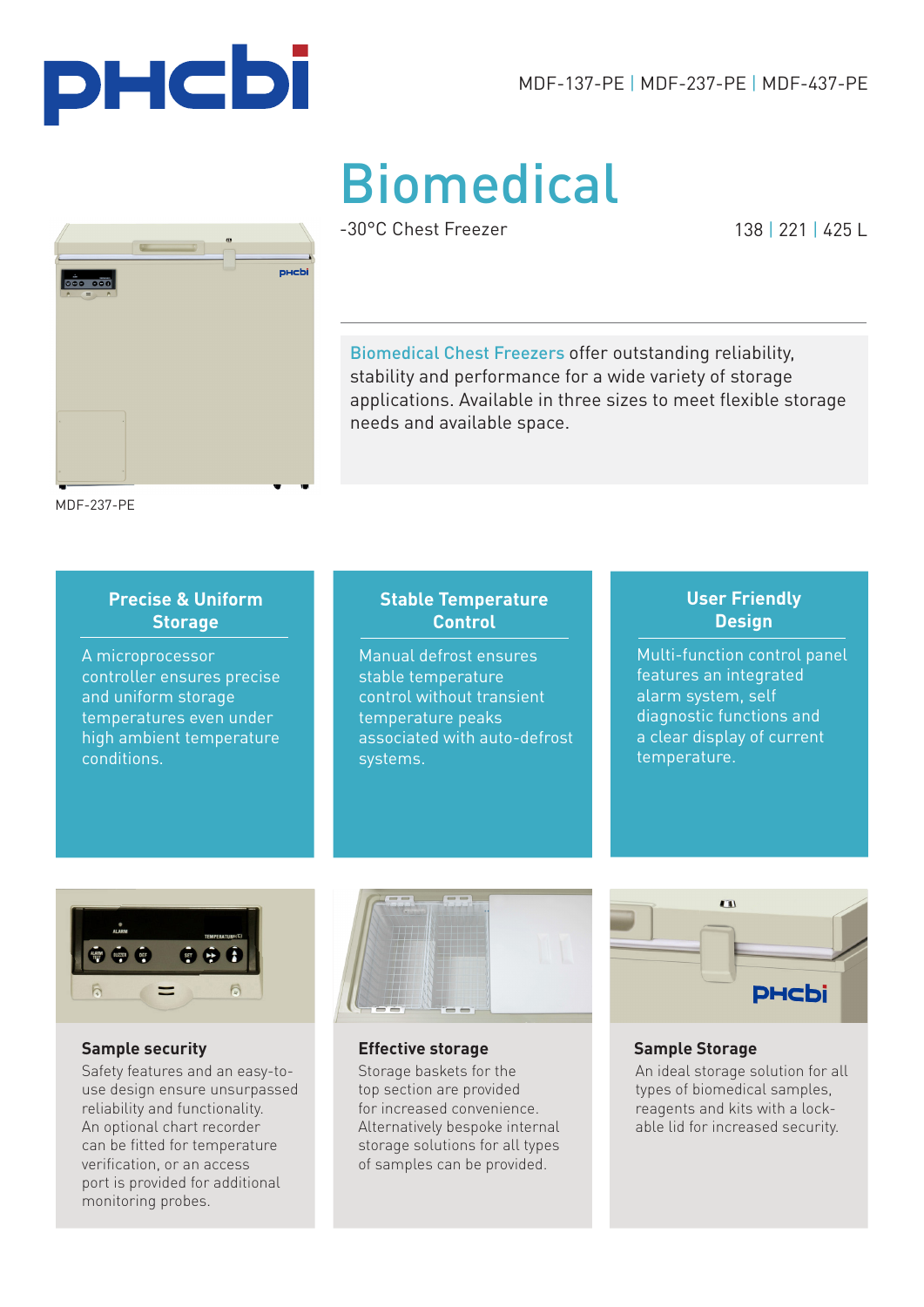MDF-137-PE | MDF-237-PE | MDF-437-PE

# Biomedical

-30°C Chest Freezer

138 | 221 | 425 L

MDF-237-PE

Biomedical Chest Freezers offer outstanding reliability, stability and performance for a wide variety of storage applications. Available in three sizes to meet flexible storage needs and available space.

### Precise & Uniform Storage

A microprocessor controller ensures precise and uniform storage temperatures even under high ambient temperature conditions.

### Stable Temperature Control

Manual defrost ensures stable temperature control without transient temperature peaks associated with auto-defrost systems.

### User Friendly Design

Multi-function control panel features an integrated alarm system, self diagnostic functions and a clear display of current temperature.

### Sample security

Safety features and an easy-to-use design ensure unsurpassed reliability and functionality. An optional chart recorder can be fitted for temperature verification, or an access port is provided for additional monitoring probes.

### Effective storage

Storage baskets for the top section are provided for increased convenience. Alternatively bespoke internal storage solutions for all types of samples can be provided.

### Sample Storage

An ideal storage solution for all types of biomedical samples, reagents and kits with a lock-able lid for increased security.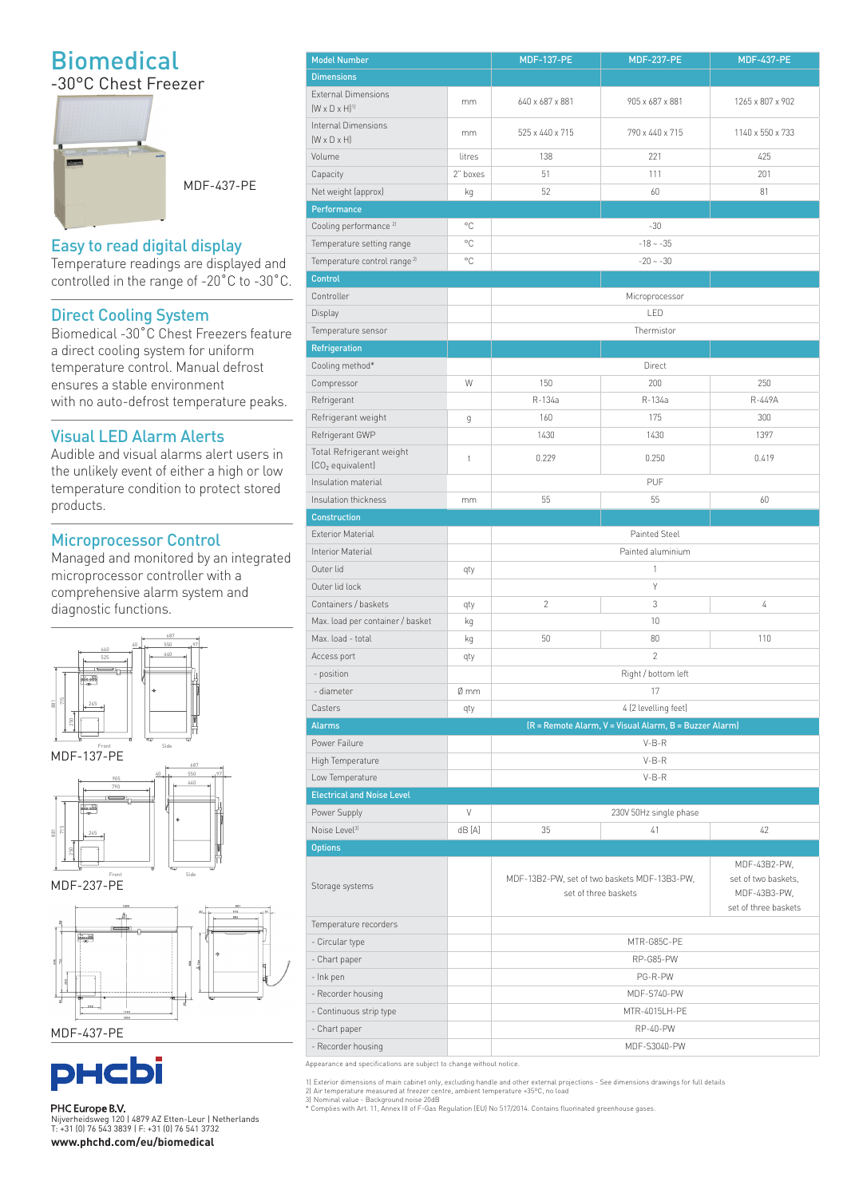# Biomedical

## -30°C Chest Freezer

MDF-437-PE

### Easy to read digital display

Temperature readings are displayed and controlled in the range of -20˚C to -30˚C.

### Direct Cooling System

Biomedical -30˚C Chest Freezers feature a direct cooling system for uniform temperature control. Manual defrost ensures a stable environment with no auto-defrost temperature peaks.

### Visual LED Alarm Alerts

Audible and visual alarms alert users in the unlikely event of either a high or low temperature condition to protect stored products.

### Microprocessor Control

Managed and monitored by an integrated microprocessor controller with a comprehensive alarm system and diagnostic functions.

MDF-137-PE

MDF-237-PE

MDF-437-PE

| Model Number | | MDF-137-PE | MDF-237-PE | MDF-437-PE |
|---|---|---|---|---|
| **Dimensions** | | | | |
| External Dimensions [W x D x H][1] | mm | 640 x 687 x 881 | 905 x 687 x 881 | 1265 x 807 x 902 |
| Internal Dimensions [W x D x H] | mm | 525 x 440 x 715 | 790 x 440 x 715 | 1140 x 550 x 733 |
| Volume | litres | 138 | 221 | 425 |
| Capacity | 2" boxes | 51 | 111 | 201 |
| Net weight (approx) | kg | 52 | 60 | 81 |
| **Performance** | | | | |
| Cooling performance [2] | °C | -30 | | |
| Temperature setting range | °C | -18 ~ -35 | | |
| Temperature control range [2] | °C | -20 ~ -30 | | |
| **Control** | | | | |
| Controller | | Microprocessor | | |
| Display | | LED | | |
| Temperature sensor | | Thermistor | | |
| **Refrigeration** | | | | |
| Cooling method* | | Direct | | |
| Compressor | W | 150 | 200 | 250 |
| Refrigerant | | R-134a | R-134a | R-449A |
| Refrigerant weight | g | 160 | 175 | 300 |
| Refrigerant GWP | | 1430 | 1430 | 1397 |
| Total Refrigerant weight ($CO_2$ equivalent) | t | 0.229 | 0.250 | 0.419 |
| Insulation material | | PUF | | |
| Insulation thickness | mm | 55 | 55 | 60 |
| **Construction** | | | | |
| Exterior Material | | Painted Steel | | |
| Interior Material | | Painted aluminium | | |
| Outer lid | qty | 1 | | |
| Outer lid lock | | Y | | |
| Containers / baskets | qty | 2 | 3 | 4 |
| Max. load per container / basket | kg | 10 | | |
| Max. load - total | kg | 50 | 80 | 110 |
| Access port | qty | 2 | | |
| - position | | Right / bottom left | | |
| - diameter | Ø mm | 17 | | |
| Casters | qty | 4 (2 levelling feet) | | |
| **Alarms** | | (R = Remote Alarm, V = Visual Alarm, B = Buzzer Alarm) | | |
| Power Failure | | V-B-R | | |
| High Temperature | | V-B-R | | |
| Low Temperature | | V-B-R | | |
| **Electrical and Noise Level** | | | | |
| Power Supply | V | 230V 50Hz single phase | | |
| Noise Level[3] | dB [A] | 35 | 41 | 42 |
| **Options** | | | | |
| Storage systems | | MDF-13B2-PW, set of two baskets MDF-13B3-PW, set of three baskets | | MDF-43B2-PW, set of two baskets, MDF-43B3-PW, set of three baskets |
| Temperature recorders | | | | |
| - Circular type | | MTR-G85C-PE | | |
| - Chart paper | | RP-G85-PW | | |
| - Ink pen | | PG-R-PW | | |
| - Recorder housing | | MDF-S740-PW | | |
| - Continuous strip type | | MTR-4015LH-PE | | |
| - Chart paper | | RP-40-PW | | |
| - Recorder housing | | MDF-S3040-PW | | |

Appearance and specifications are subject to change without notice.

1] Exterior dimensions of main cabinet only, excluding handle and other external projections - See dimensions drawings for full details
2] Air temperature measured at freezer centre, ambient temperature +35°C, no load
3] Nominal value - Background noise 20dB
* Complies with Art. 11, Annex III of F-Gas Regulation (EU) No 517/2014. Contains fluorinated greenhouse gases.

PHCbi

**PHC Europe B.V.**
Nijverheidsweg 120 | 4879 AZ Etten-Leur | Netherlands
T: +31 (0) 76 543 3839 | F: +31 (0) 76 541 3732
**www.phchd.com/eu/biomedical**